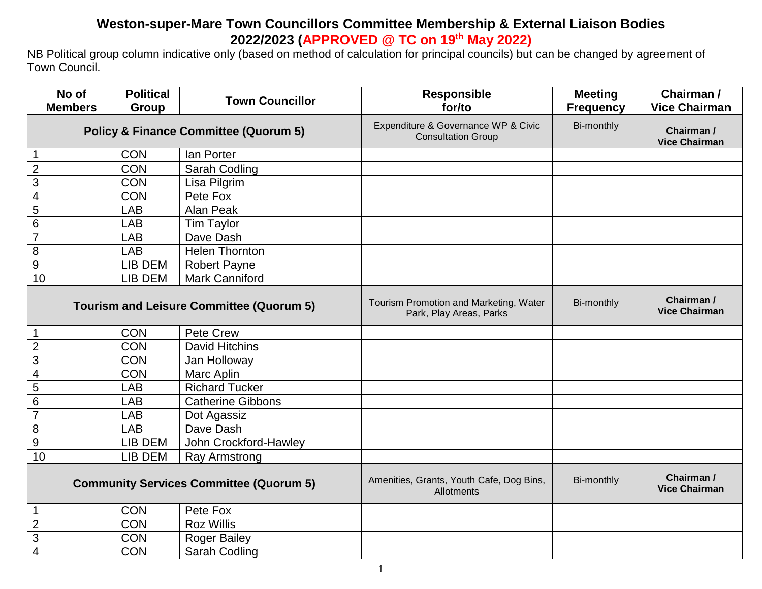# Weston-super-Mare Town Councillors Committee Membership & External Liaison Bodies 2022/2023 (APPROVED @ TC on 19th May 2022)

NB Political group column indicative only (based on method of calculation for principal councils) but can be changed by agreement of Town Council.

| No of Members | Political Group | Town Councillor | Responsible for/to | Meeting Frequency | Chairman / Vice Chairman |
|---|---|---|---|---|---|
| **Policy & Finance Committee (Quorum 5)** | | | Expenditure & Governance WP & Civic Consultation Group | Bi-monthly | **Chairman / Vice Chairman** |
| 1 | CON | Ian Porter | | | |
| 2 | CON | Sarah Codling | | | |
| 3 | CON | Lisa Pilgrim | | | |
| 4 | CON | Pete Fox | | | |
| 5 | LAB | Alan Peak | | | |
| 6 | LAB | Tim Taylor | | | |
| 7 | LAB | Dave Dash | | | |
| 8 | LAB | Helen Thornton | | | |
| 9 | LIB DEM | Robert Payne | | | |
| 10 | LIB DEM | Mark Canniford | | | |
| **Tourism and Leisure Committee (Quorum 5)** | | | Tourism Promotion and Marketing, Water Park, Play Areas, Parks | Bi-monthly | **Chairman / Vice Chairman** |
| 1 | CON | Pete Crew | | | |
| 2 | CON | David Hitchins | | | |
| 3 | CON | Jan Holloway | | | |
| 4 | CON | Marc Aplin | | | |
| 5 | LAB | Richard Tucker | | | |
| 6 | LAB | Catherine Gibbons | | | |
| 7 | LAB | Dot Agassiz | | | |
| 8 | LAB | Dave Dash | | | |
| 9 | LIB DEM | John Crockford-Hawley | | | |
| 10 | LIB DEM | Ray Armstrong | | | |
| **Community Services Committee (Quorum 5)** | | | Amenities, Grants, Youth Cafe, Dog Bins, Allotments | Bi-monthly | **Chairman / Vice Chairman** |
| 1 | CON | Pete Fox | | | |
| 2 | CON | Roz Willis | | | |
| 3 | CON | Roger Bailey | | | |
| 4 | CON | Sarah Codling | | | |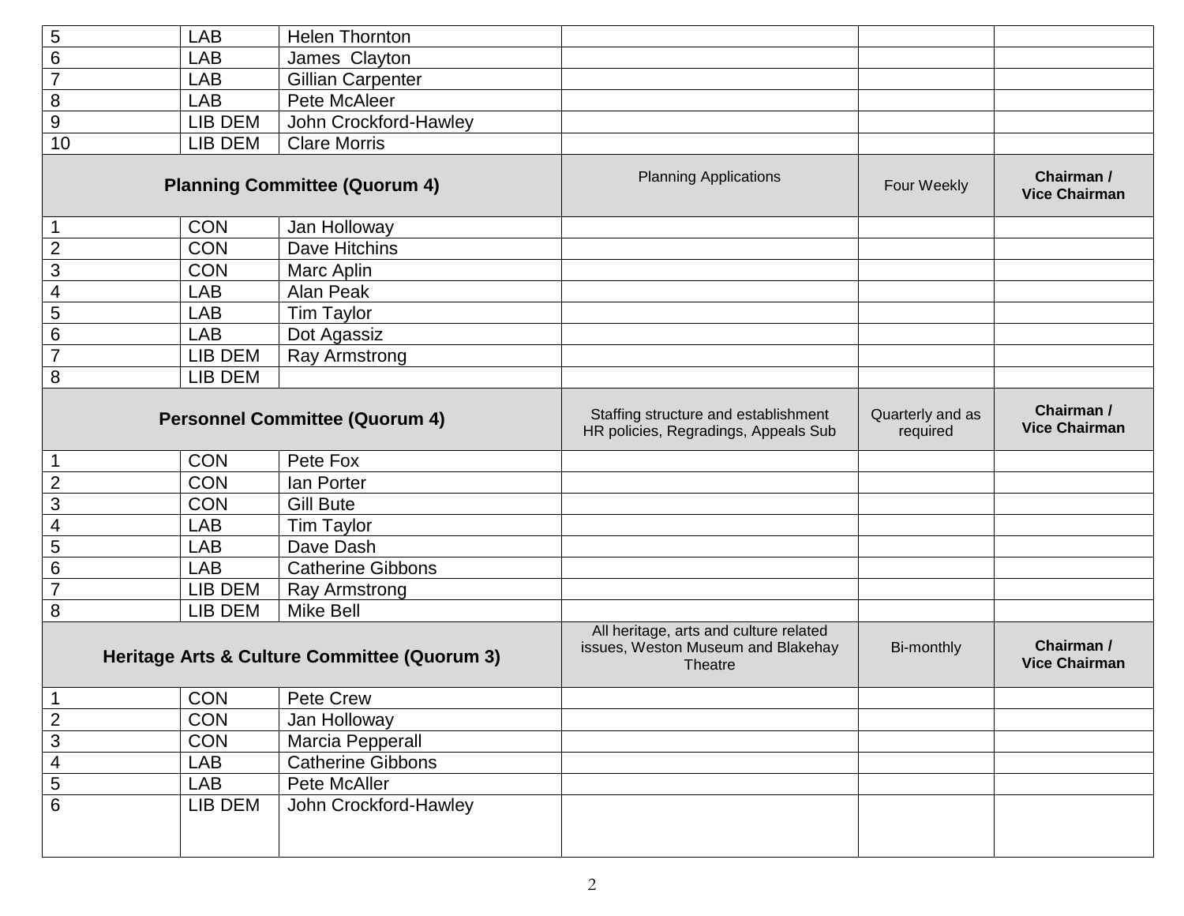| | | | | | |
|---|---|---|---|---|---|
| 5 | LAB | Helen Thornton | | | |
| 6 | LAB | James Clayton | | | |
| 7 | LAB | Gillian Carpenter | | | |
| 8 | LAB | Pete McAleer | | | |
| 9 | LIB DEM | John Crockford-Hawley | | | |
| 10 | LIB DEM | Clare Morris | | | |
| **Planning Committee (Quorum 4)** | | | Planning Applications | Four Weekly | **Chairman / Vice Chairman** |
| 1 | CON | Jan Holloway | | | |
| 2 | CON | Dave Hitchins | | | |
| 3 | CON | Marc Aplin | | | |
| 4 | LAB | Alan Peak | | | |
| 5 | LAB | Tim Taylor | | | |
| 6 | LAB | Dot Agassiz | | | |
| 7 | LIB DEM | Ray Armstrong | | | |
| 8 | LIB DEM | | | | |
| **Personnel Committee (Quorum 4)** | | | Staffing structure and establishment HR policies, Regradings, Appeals Sub | Quarterly and as required | **Chairman / Vice Chairman** |
| 1 | CON | Pete Fox | | | |
| 2 | CON | Ian Porter | | | |
| 3 | CON | Gill Bute | | | |
| 4 | LAB | Tim Taylor | | | |
| 5 | LAB | Dave Dash | | | |
| 6 | LAB | Catherine Gibbons | | | |
| 7 | LIB DEM | Ray Armstrong | | | |
| 8 | LIB DEM | Mike Bell | | | |
| **Heritage Arts & Culture Committee (Quorum 3)** | | | All heritage, arts and culture related issues, Weston Museum and Blakehay Theatre | Bi-monthly | **Chairman / Vice Chairman** |
| 1 | CON | Pete Crew | | | |
| 2 | CON | Jan Holloway | | | |
| 3 | CON | Marcia Pepperall | | | |
| 4 | LAB | Catherine Gibbons | | | |
| 5 | LAB | Pete McAller | | | |
| 6 | LIB DEM | John Crockford-Hawley | | | |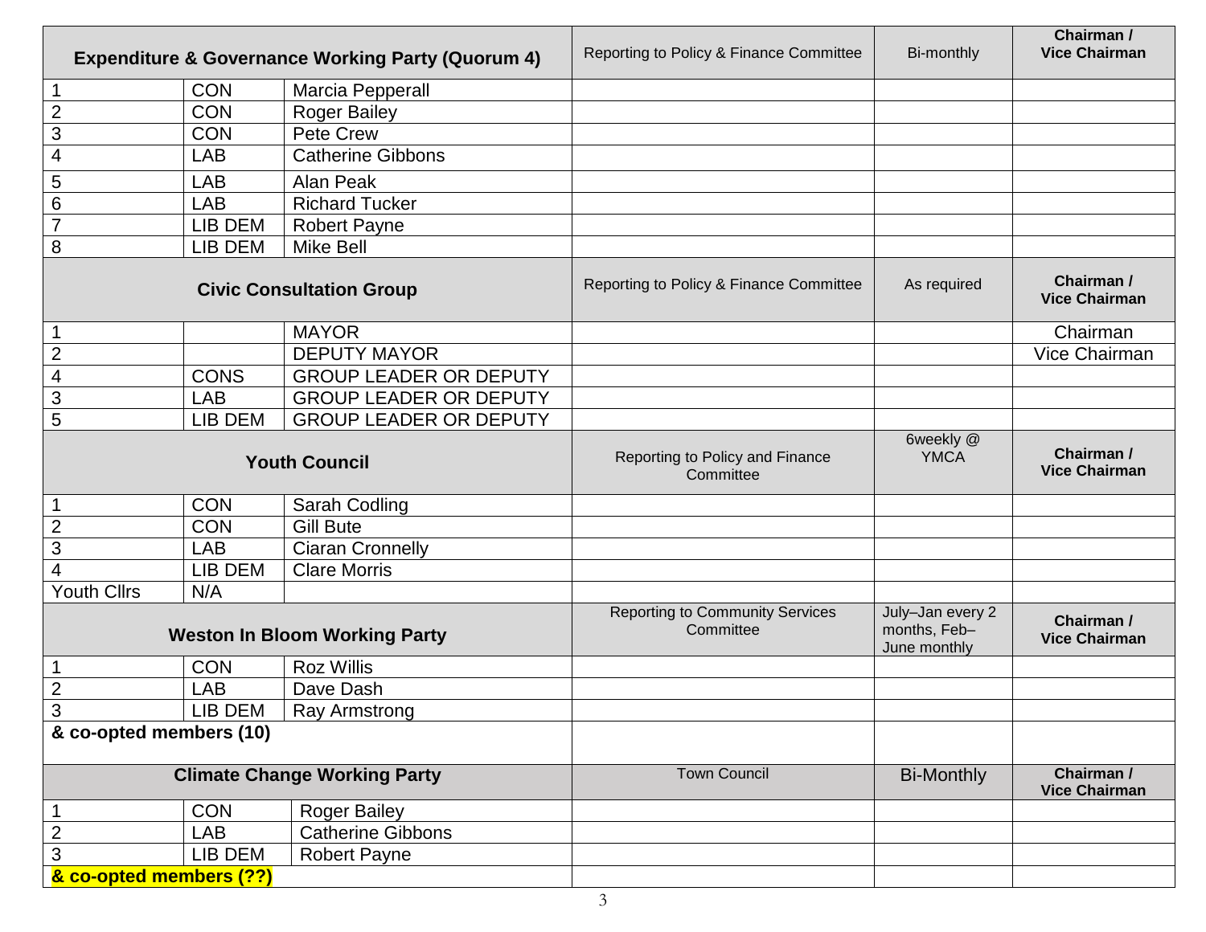| Expenditure & Governance Working Party (Quorum 4) | | | Reporting to Policy & Finance Committee | Bi-monthly | Chairman / Vice Chairman |
|---|---|---|---|---|---|
| 1 | CON | Marcia Pepperall | | | |
| 2 | CON | Roger Bailey | | | |
| 3 | CON | Pete Crew | | | |
| 4 | LAB | Catherine Gibbons | | | |
| 5 | LAB | Alan Peak | | | |
| 6 | LAB | Richard Tucker | | | |
| 7 | LIB DEM | Robert Payne | | | |
| 8 | LIB DEM | Mike Bell | | | |
| **Civic Consultation Group** | | | Reporting to Policy & Finance Committee | As required | **Chairman / Vice Chairman** |
| 1 | | MAYOR | | | Chairman |
| 2 | | DEPUTY MAYOR | | | Vice Chairman |
| 4 | CONS | GROUP LEADER OR DEPUTY | | | |
| 3 | LAB | GROUP LEADER OR DEPUTY | | | |
| 5 | LIB DEM | GROUP LEADER OR DEPUTY | | | |
| **Youth Council** | | | Reporting to Policy and Finance Committee | 6weekly @ YMCA | **Chairman / Vice Chairman** |
| 1 | CON | Sarah Codling | | | |
| 2 | CON | Gill Bute | | | |
| 3 | LAB | Ciaran Cronnelly | | | |
| 4 | LIB DEM | Clare Morris | | | |
| Youth Cllrs | N/A | | | | |
| **Weston In Bloom Working Party** | | | Reporting to Community Services Committee | July–Jan every 2 months, Feb–June monthly | **Chairman / Vice Chairman** |
| 1 | CON | Roz Willis | | | |
| 2 | LAB | Dave Dash | | | |
| 3 | LIB DEM | Ray Armstrong | | | |
| **& co-opted members (10)** | | | | | |
| **Climate Change Working Party** | | | Town Council | Bi-Monthly | **Chairman / Vice Chairman** |
| 1 | CON | Roger Bailey | | | |
| 2 | LAB | Catherine Gibbons | | | |
| 3 | LIB DEM | Robert Payne | | | |
| **& co-opted members (??)** | | | | | |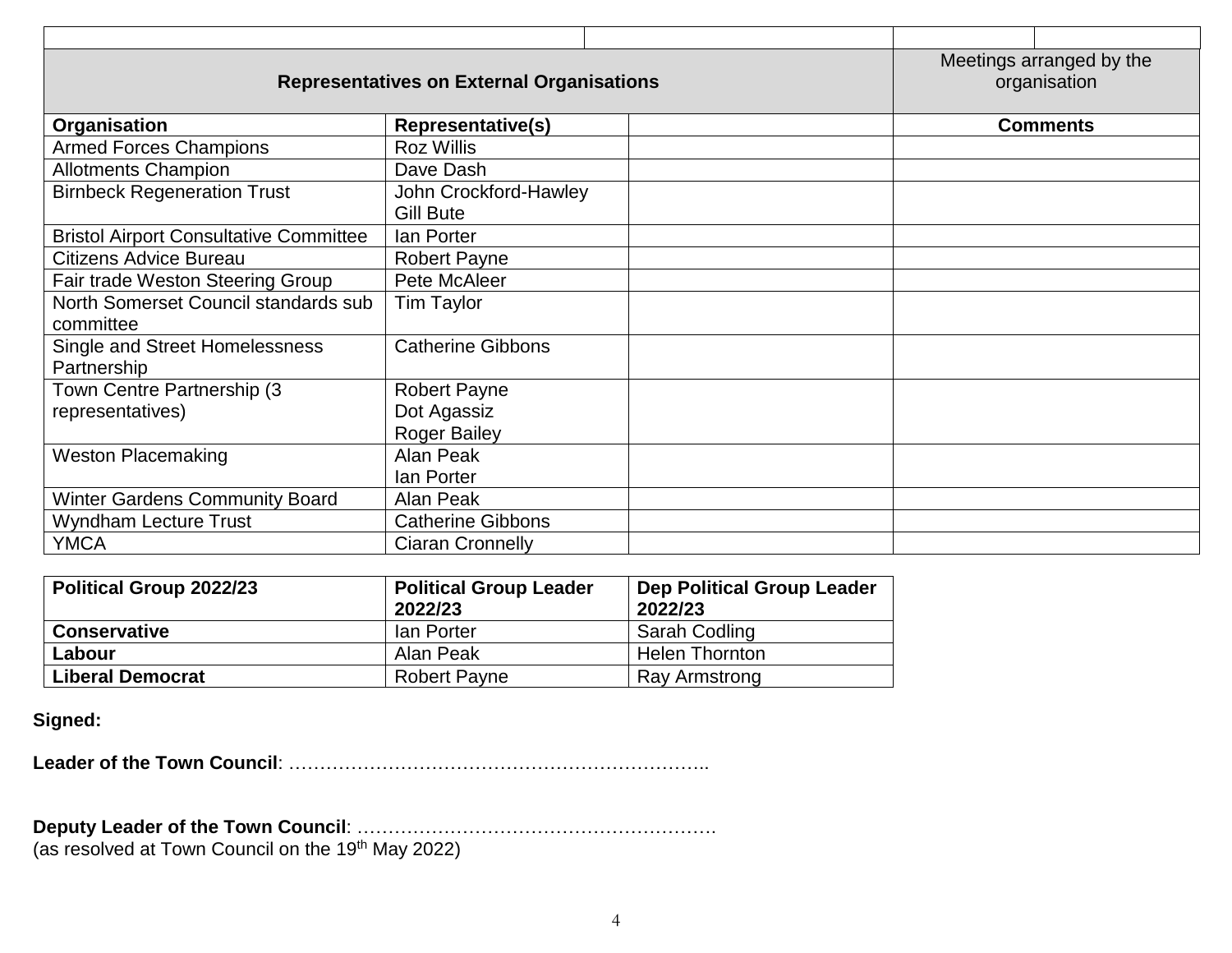| Representatives on External Organisations | | | Meetings arranged by the organisation |
|---|---|---|---|
| **Organisation** | **Representative(s)** | | **Comments** |
| Armed Forces Champions | Roz Willis | | |
| Allotments Champion | Dave Dash | | |
| Birnbeck Regeneration Trust | John Crockford-Hawley<br>Gill Bute | | |
| Bristol Airport Consultative Committee | Ian Porter | | |
| Citizens Advice Bureau | Robert Payne | | |
| Fair trade Weston Steering Group | Pete McAleer | | |
| North Somerset Council standards sub committee | Tim Taylor | | |
| Single and Street Homelessness Partnership | Catherine Gibbons | | |
| Town Centre Partnership (3 representatives) | Robert Payne<br>Dot Agassiz<br>Roger Bailey | | |
| Weston Placemaking | Alan Peak<br>Ian Porter | | |
| Winter Gardens Community Board | Alan Peak | | |
| Wyndham Lecture Trust | Catherine Gibbons | | |
| YMCA | Ciaran Cronnelly | | |

| Political Group 2022/23 | Political Group Leader 2022/23 | Dep Political Group Leader 2022/23 |
|---|---|---|
| **Conservative** | Ian Porter | Sarah Codling |
| **Labour** | Alan Peak | Helen Thornton |
| **Liberal Democrat** | Robert Payne | Ray Armstrong |

**Signed:**

**Leader of the Town Council**: …………………………………………………………..

**Deputy Leader of the Town Council**: ………………………………………………….
(as resolved at Town Council on the 19th May 2022)